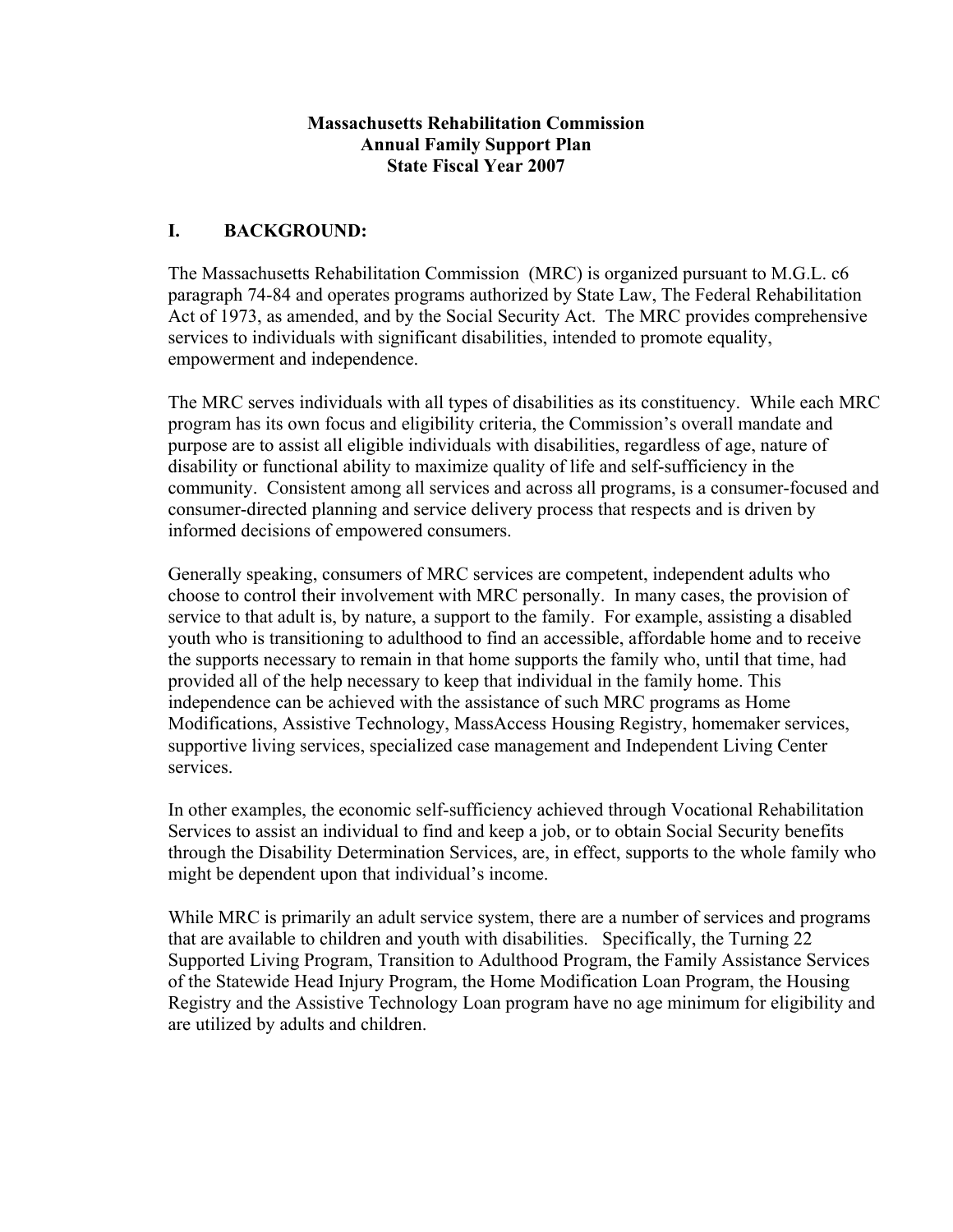# Massachusetts Rehabilitation Commission
# Annual Family Support Plan
# State Fiscal Year 2007

## I. BACKGROUND:

The Massachusetts Rehabilitation Commission (MRC) is organized pursuant to M.G.L. c6 paragraph 74-84 and operates programs authorized by State Law, The Federal Rehabilitation Act of 1973, as amended, and by the Social Security Act. The MRC provides comprehensive services to individuals with significant disabilities, intended to promote equality, empowerment and independence.

The MRC serves individuals with all types of disabilities as its constituency. While each MRC program has its own focus and eligibility criteria, the Commission's overall mandate and purpose are to assist all eligible individuals with disabilities, regardless of age, nature of disability or functional ability to maximize quality of life and self-sufficiency in the community. Consistent among all services and across all programs, is a consumer-focused and consumer-directed planning and service delivery process that respects and is driven by informed decisions of empowered consumers.

Generally speaking, consumers of MRC services are competent, independent adults who choose to control their involvement with MRC personally. In many cases, the provision of service to that adult is, by nature, a support to the family. For example, assisting a disabled youth who is transitioning to adulthood to find an accessible, affordable home and to receive the supports necessary to remain in that home supports the family who, until that time, had provided all of the help necessary to keep that individual in the family home. This independence can be achieved with the assistance of such MRC programs as Home Modifications, Assistive Technology, MassAccess Housing Registry, homemaker services, supportive living services, specialized case management and Independent Living Center services.

In other examples, the economic self-sufficiency achieved through Vocational Rehabilitation Services to assist an individual to find and keep a job, or to obtain Social Security benefits through the Disability Determination Services, are, in effect, supports to the whole family who might be dependent upon that individual's income.

While MRC is primarily an adult service system, there are a number of services and programs that are available to children and youth with disabilities. Specifically, the Turning 22 Supported Living Program, Transition to Adulthood Program, the Family Assistance Services of the Statewide Head Injury Program, the Home Modification Loan Program, the Housing Registry and the Assistive Technology Loan program have no age minimum for eligibility and are utilized by adults and children.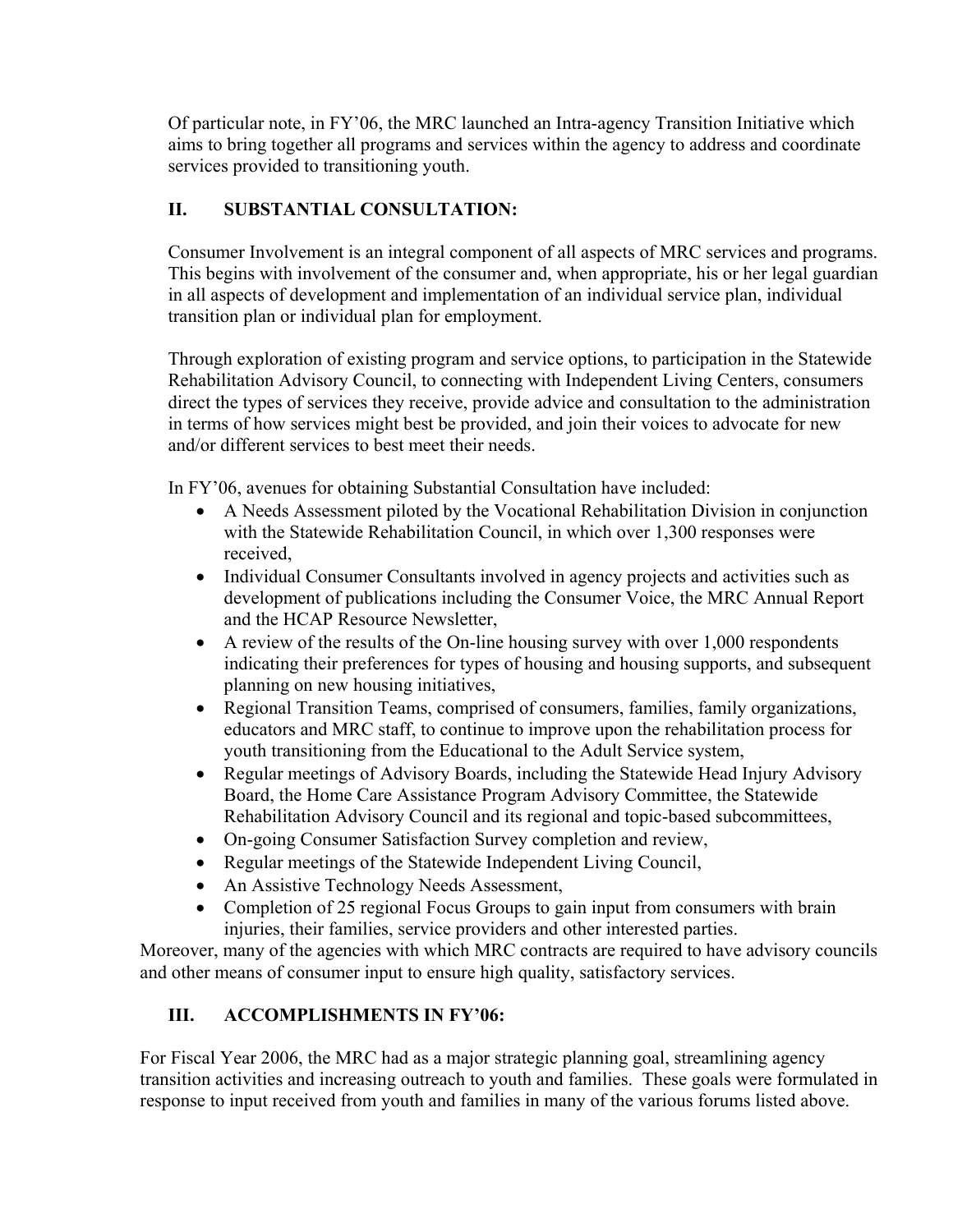Of particular note, in FY'06, the MRC launched an Intra-agency Transition Initiative which aims to bring together all programs and services within the agency to address and coordinate services provided to transitioning youth.

## II. SUBSTANTIAL CONSULTATION:

Consumer Involvement is an integral component of all aspects of MRC services and programs. This begins with involvement of the consumer and, when appropriate, his or her legal guardian in all aspects of development and implementation of an individual service plan, individual transition plan or individual plan for employment.

Through exploration of existing program and service options, to participation in the Statewide Rehabilitation Advisory Council, to connecting with Independent Living Centers, consumers direct the types of services they receive, provide advice and consultation to the administration in terms of how services might best be provided, and join their voices to advocate for new and/or different services to best meet their needs.

In FY'06, avenues for obtaining Substantial Consultation have included:

- A Needs Assessment piloted by the Vocational Rehabilitation Division in conjunction with the Statewide Rehabilitation Council, in which over 1,300 responses were received,
- Individual Consumer Consultants involved in agency projects and activities such as development of publications including the Consumer Voice, the MRC Annual Report and the HCAP Resource Newsletter,
- A review of the results of the On-line housing survey with over 1,000 respondents indicating their preferences for types of housing and housing supports, and subsequent planning on new housing initiatives,
- Regional Transition Teams, comprised of consumers, families, family organizations, educators and MRC staff, to continue to improve upon the rehabilitation process for youth transitioning from the Educational to the Adult Service system,
- Regular meetings of Advisory Boards, including the Statewide Head Injury Advisory Board, the Home Care Assistance Program Advisory Committee, the Statewide Rehabilitation Advisory Council and its regional and topic-based subcommittees,
- On-going Consumer Satisfaction Survey completion and review,
- Regular meetings of the Statewide Independent Living Council,
- An Assistive Technology Needs Assessment,
- Completion of 25 regional Focus Groups to gain input from consumers with brain injuries, their families, service providers and other interested parties.

Moreover, many of the agencies with which MRC contracts are required to have advisory councils and other means of consumer input to ensure high quality, satisfactory services.

## III. ACCOMPLISHMENTS IN FY'06:

For Fiscal Year 2006, the MRC had as a major strategic planning goal, streamlining agency transition activities and increasing outreach to youth and families. These goals were formulated in response to input received from youth and families in many of the various forums listed above.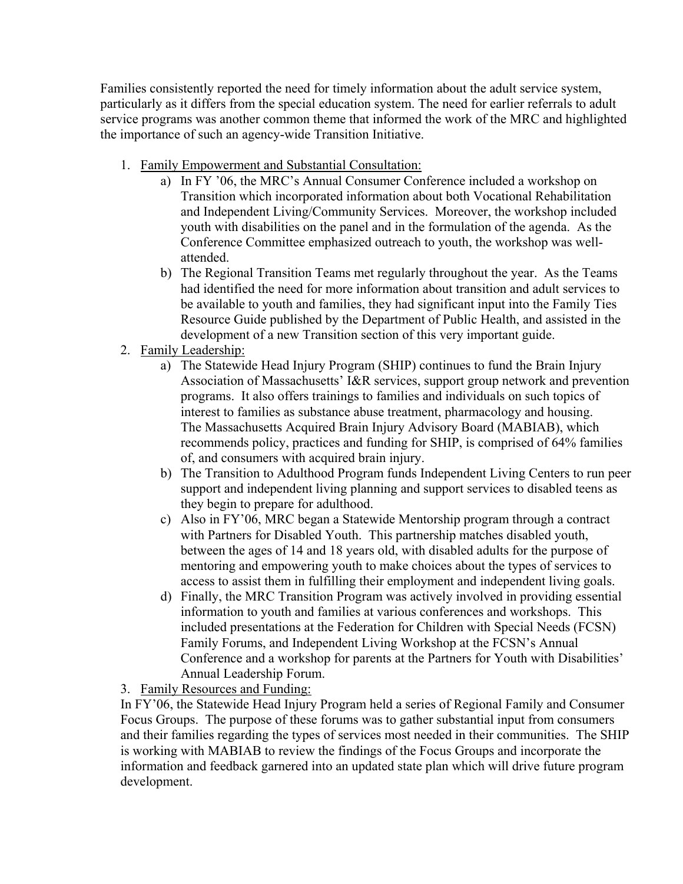Families consistently reported the need for timely information about the adult service system, particularly as it differs from the special education system. The need for earlier referrals to adult service programs was another common theme that informed the work of the MRC and highlighted the importance of such an agency-wide Transition Initiative.

1. <u>Family Empowerment and Substantial Consultation:</u>
   a) In FY '06, the MRC's Annual Consumer Conference included a workshop on Transition which incorporated information about both Vocational Rehabilitation and Independent Living/Community Services. Moreover, the workshop included youth with disabilities on the panel and in the formulation of the agenda. As the Conference Committee emphasized outreach to youth, the workshop was well-attended.
   b) The Regional Transition Teams met regularly throughout the year. As the Teams had identified the need for more information about transition and adult services to be available to youth and families, they had significant input into the Family Ties Resource Guide published by the Department of Public Health, and assisted in the development of a new Transition section of this very important guide.
2. <u>Family Leadership:</u>
   a) The Statewide Head Injury Program (SHIP) continues to fund the Brain Injury Association of Massachusetts' I&R services, support group network and prevention programs. It also offers trainings to families and individuals on such topics of interest to families as substance abuse treatment, pharmacology and housing. The Massachusetts Acquired Brain Injury Advisory Board (MABIAB), which recommends policy, practices and funding for SHIP, is comprised of 64% families of, and consumers with acquired brain injury.
   b) The Transition to Adulthood Program funds Independent Living Centers to run peer support and independent living planning and support services to disabled teens as they begin to prepare for adulthood.
   c) Also in FY'06, MRC began a Statewide Mentorship program through a contract with Partners for Disabled Youth. This partnership matches disabled youth, between the ages of 14 and 18 years old, with disabled adults for the purpose of mentoring and empowering youth to make choices about the types of services to access to assist them in fulfilling their employment and independent living goals.
   d) Finally, the MRC Transition Program was actively involved in providing essential information to youth and families at various conferences and workshops. This included presentations at the Federation for Children with Special Needs (FCSN) Family Forums, and Independent Living Workshop at the FCSN's Annual Conference and a workshop for parents at the Partners for Youth with Disabilities' Annual Leadership Forum.
3. <u>Family Resources and Funding:</u>

In FY'06, the Statewide Head Injury Program held a series of Regional Family and Consumer Focus Groups. The purpose of these forums was to gather substantial input from consumers and their families regarding the types of services most needed in their communities. The SHIP is working with MABIAB to review the findings of the Focus Groups and incorporate the information and feedback garnered into an updated state plan which will drive future program development.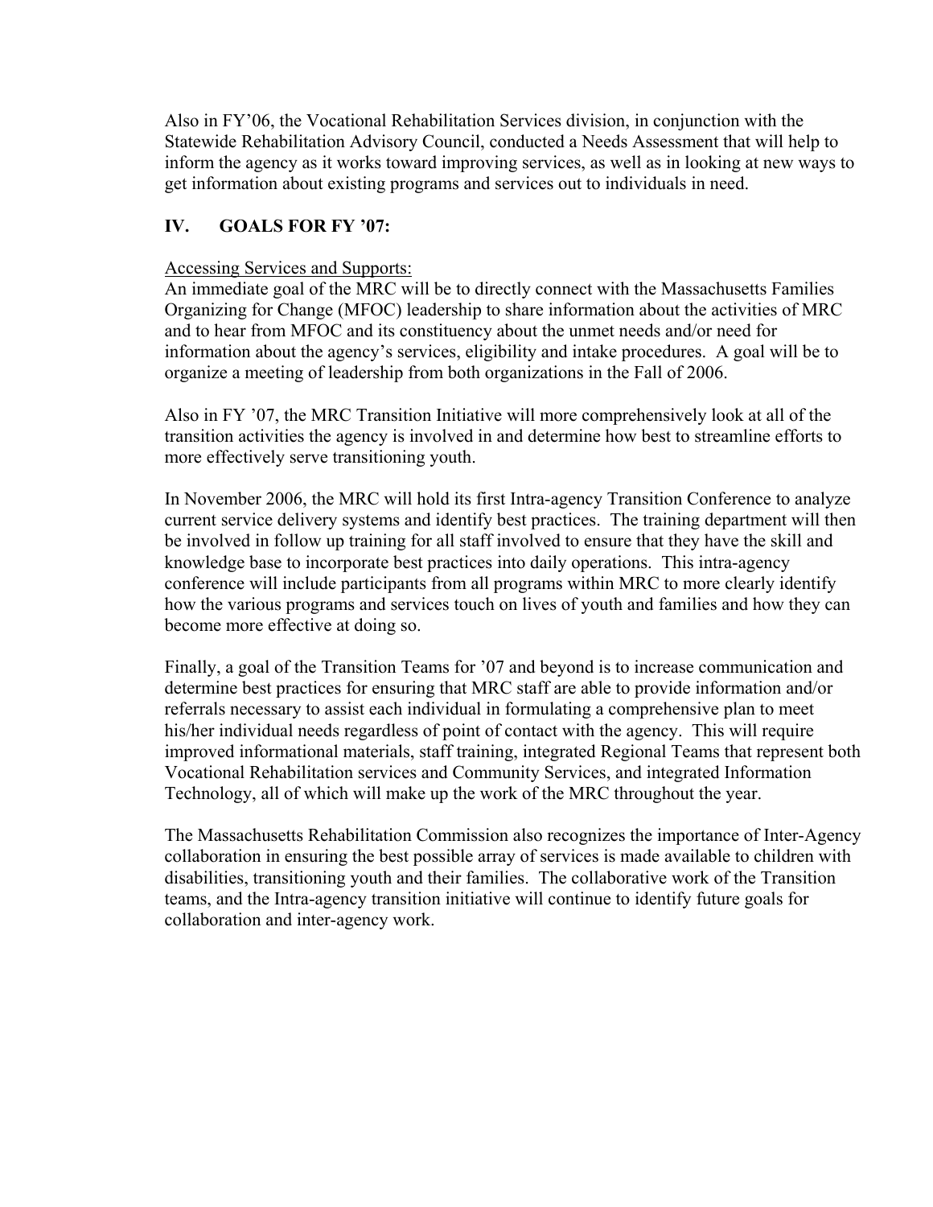Also in FY'06, the Vocational Rehabilitation Services division, in conjunction with the Statewide Rehabilitation Advisory Council, conducted a Needs Assessment that will help to inform the agency as it works toward improving services, as well as in looking at new ways to get information about existing programs and services out to individuals in need.

## IV. GOALS FOR FY '07:

Accessing Services and Supports:

An immediate goal of the MRC will be to directly connect with the Massachusetts Families Organizing for Change (MFOC) leadership to share information about the activities of MRC and to hear from MFOC and its constituency about the unmet needs and/or need for information about the agency's services, eligibility and intake procedures. A goal will be to organize a meeting of leadership from both organizations in the Fall of 2006.

Also in FY '07, the MRC Transition Initiative will more comprehensively look at all of the transition activities the agency is involved in and determine how best to streamline efforts to more effectively serve transitioning youth.

In November 2006, the MRC will hold its first Intra-agency Transition Conference to analyze current service delivery systems and identify best practices. The training department will then be involved in follow up training for all staff involved to ensure that they have the skill and knowledge base to incorporate best practices into daily operations. This intra-agency conference will include participants from all programs within MRC to more clearly identify how the various programs and services touch on lives of youth and families and how they can become more effective at doing so.

Finally, a goal of the Transition Teams for '07 and beyond is to increase communication and determine best practices for ensuring that MRC staff are able to provide information and/or referrals necessary to assist each individual in formulating a comprehensive plan to meet his/her individual needs regardless of point of contact with the agency. This will require improved informational materials, staff training, integrated Regional Teams that represent both Vocational Rehabilitation services and Community Services, and integrated Information Technology, all of which will make up the work of the MRC throughout the year.

The Massachusetts Rehabilitation Commission also recognizes the importance of Inter-Agency collaboration in ensuring the best possible array of services is made available to children with disabilities, transitioning youth and their families. The collaborative work of the Transition teams, and the Intra-agency transition initiative will continue to identify future goals for collaboration and inter-agency work.